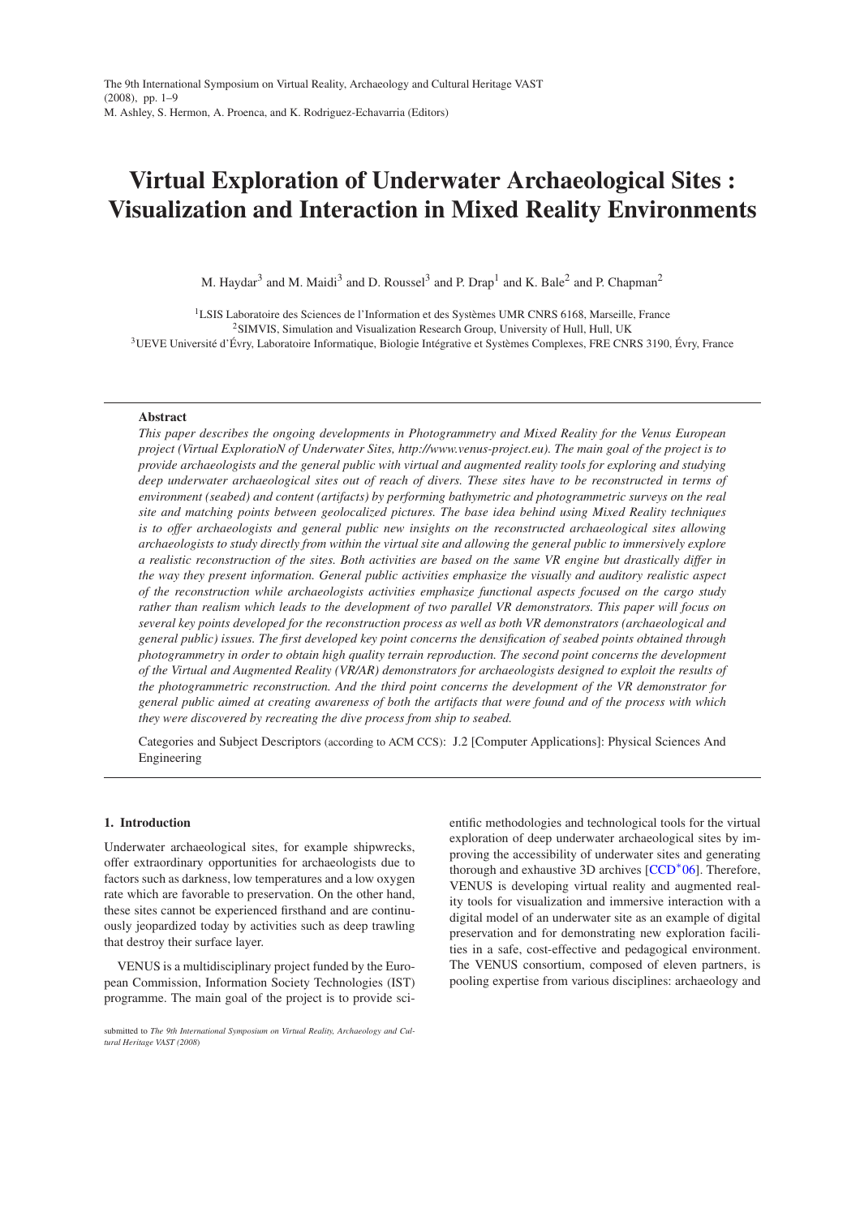The 9th International Symposium on Virtual Reality, Archaeology and Cultural Heritage VAST (2008), pp. 1–9
M. Ashley, S. Hermon, A. Proenca, and K. Rodriguez-Echavarria (Editors)

# Virtual Exploration of Underwater Archaeological Sites : Visualization and Interaction in Mixed Reality Environments

M. Haydar[3] and M. Maidi[3] and D. Roussel[3] and P. Drap[1] and K. Bale[2] and P. Chapman[2]

[1]LSIS Laboratoire des Sciences de l'Information et des Systèmes UMR CNRS 6168, Marseille, France
[2]SIMVIS, Simulation and Visualization Research Group, University of Hull, Hull, UK
[3]UEVE Université d'Évry, Laboratoire Informatique, Biologie Intégrative et Systèmes Complexes, FRE CNRS 3190, Évry, France

**Abstract**

*This paper describes the ongoing developments in Photogrammetry and Mixed Reality for the Venus European project (Virtual ExploratioN of Underwater Sites, http://www.venus-project.eu). The main goal of the project is to provide archaeologists and the general public with virtual and augmented reality tools for exploring and studying deep underwater archaeological sites out of reach of divers. These sites have to be reconstructed in terms of environment (seabed) and content (artifacts) by performing bathymetric and photogrammetric surveys on the real site and matching points between geolocalized pictures. The base idea behind using Mixed Reality techniques is to offer archaeologists and general public new insights on the reconstructed archaeological sites allowing archaeologists to study directly from within the virtual site and allowing the general public to immersively explore a realistic reconstruction of the sites. Both activities are based on the same VR engine but drastically differ in the way they present information. General public activities emphasize the visually and auditory realistic aspect of the reconstruction while archaeologists activities emphasize functional aspects focused on the cargo study rather than realism which leads to the development of two parallel VR demonstrators. This paper will focus on several key points developed for the reconstruction process as well as both VR demonstrators (archaeological and general public) issues. The first developed key point concerns the densification of seabed points obtained through photogrammetry in order to obtain high quality terrain reproduction. The second point concerns the development of the Virtual and Augmented Reality (VR/AR) demonstrators for archaeologists designed to exploit the results of the photogrammetric reconstruction. And the third point concerns the development of the VR demonstrator for general public aimed at creating awareness of both the artifacts that were found and of the process with which they were discovered by recreating the dive process from ship to seabed.*

Categories and Subject Descriptors (according to ACM CCS): J.2 [Computer Applications]: Physical Sciences And Engineering

## 1. Introduction

Underwater archaeological sites, for example shipwrecks, offer extraordinary opportunities for archaeologists due to factors such as darkness, low temperatures and a low oxygen rate which are favorable to preservation. On the other hand, these sites cannot be experienced firsthand and are continuously jeopardized today by activities such as deep trawling that destroy their surface layer.

VENUS is a multidisciplinary project funded by the European Commission, Information Society Technologies (IST) programme. The main goal of the project is to provide scientific methodologies and technological tools for the virtual exploration of deep underwater archaeological sites by improving the accessibility of underwater sites and generating thorough and exhaustive 3D archives [CCD*06]. Therefore, VENUS is developing virtual reality and augmented reality tools for visualization and immersive interaction with a digital model of an underwater site as an example of digital preservation and for demonstrating new exploration facilities in a safe, cost-effective and pedagogical environment. The VENUS consortium, composed of eleven partners, is pooling expertise from various disciplines: archaeology and

submitted to *The 9th International Symposium on Virtual Reality, Archaeology and Cultural Heritage VAST (2008)*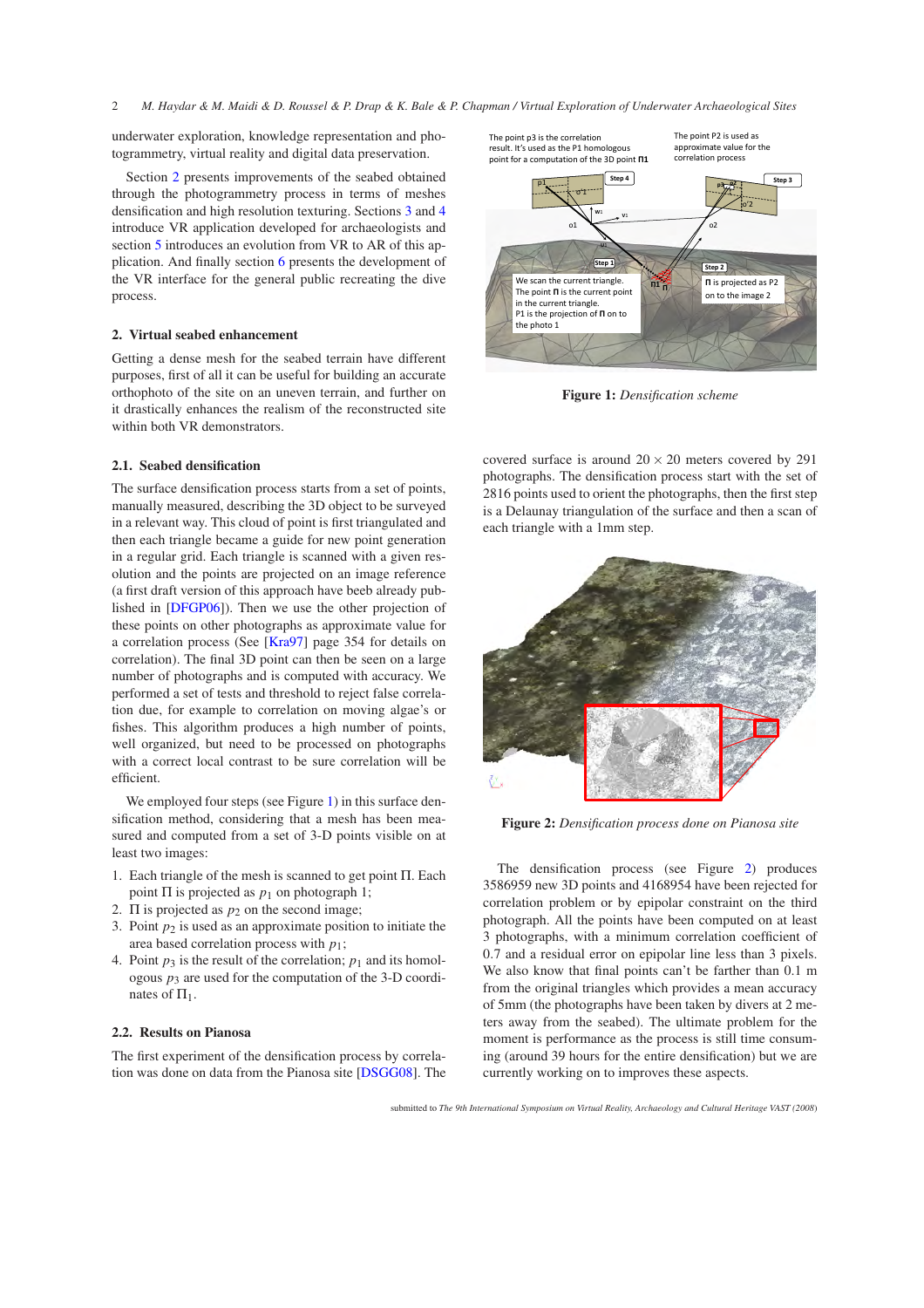underwater exploration, knowledge representation and photogrammetry, virtual reality and digital data preservation.

Section 2 presents improvements of the seabed obtained through the photogrammetry process in terms of meshes densification and high resolution texturing. Sections 3 and 4 introduce VR application developed for archaeologists and section 5 introduces an evolution from VR to AR of this application. And finally section 6 presents the development of the VR interface for the general public recreating the dive process.

## 2. Virtual seabed enhancement

Getting a dense mesh for the seabed terrain have different purposes, first of all it can be useful for building an accurate orthophoto of the site on an uneven terrain, and further on it drastically enhances the realism of the reconstructed site within both VR demonstrators.

### 2.1. Seabed densification

The surface densification process starts from a set of points, manually measured, describing the 3D object to be surveyed in a relevant way. This cloud of point is first triangulated and then each triangle became a guide for new point generation in a regular grid. Each triangle is scanned with a given resolution and the points are projected on an image reference (a first draft version of this approach have beeb already published in [DFGP06]). Then we use the other projection of these points on other photographs as approximate value for a correlation process (See [Kra97] page 354 for details on correlation). The final 3D point can then be seen on a large number of photographs and is computed with accuracy. We performed a set of tests and threshold to reject false correlation due, for example to correlation on moving algae's or fishes. This algorithm produces a high number of points, well organized, but need to be processed on photographs with a correct local contrast to be sure correlation will be efficient.

We employed four steps (see Figure 1) in this surface densification method, considering that a mesh has been measured and computed from a set of 3-D points visible on at least two images:

1. Each triangle of the mesh is scanned to get point $\Pi$. Each point $\Pi$ is projected as $p_1$ on photograph 1;
2. $\Pi$ is projected as $p_2$ on the second image;
3. Point $p_2$ is used as an approximate position to initiate the area based correlation process with $p_1$;
4. Point $p_3$ is the result of the correlation; $p_1$ and its homologous $p_3$ are used for the computation of the 3-D coordinates of $\Pi_1$.

### 2.2. Results on Pianosa

The first experiment of the densification process by correlation was done on data from the Pianosa site [DSGG08]. The covered surface is around $20 \times 20$ meters covered by 291 photographs. The densification process start with the set of 2816 points used to orient the photographs, then the first step is a Delaunay triangulation of the surface and then a scan of each triangle with a 1mm step.

**Figure 1:** *Densification scheme*

**Figure 2:** *Densification process done on Pianosa site*

The densification process (see Figure 2) produces 3586959 new 3D points and 4168954 have been rejected for correlation problem or by epipolar constraint on the third photograph. All the points have been computed on at least 3 photographs, with a minimum correlation coefficient of 0.7 and a residual error on epipolar line less than 3 pixels. We also know that final points can't be farther than 0.1 m from the original triangles which provides a mean accuracy of 5mm (the photographs have been taken by divers at 2 meters away from the seabed). The ultimate problem for the moment is performance as the process is still time consuming (around 39 hours for the entire densification) but we are currently working on to improves these aspects.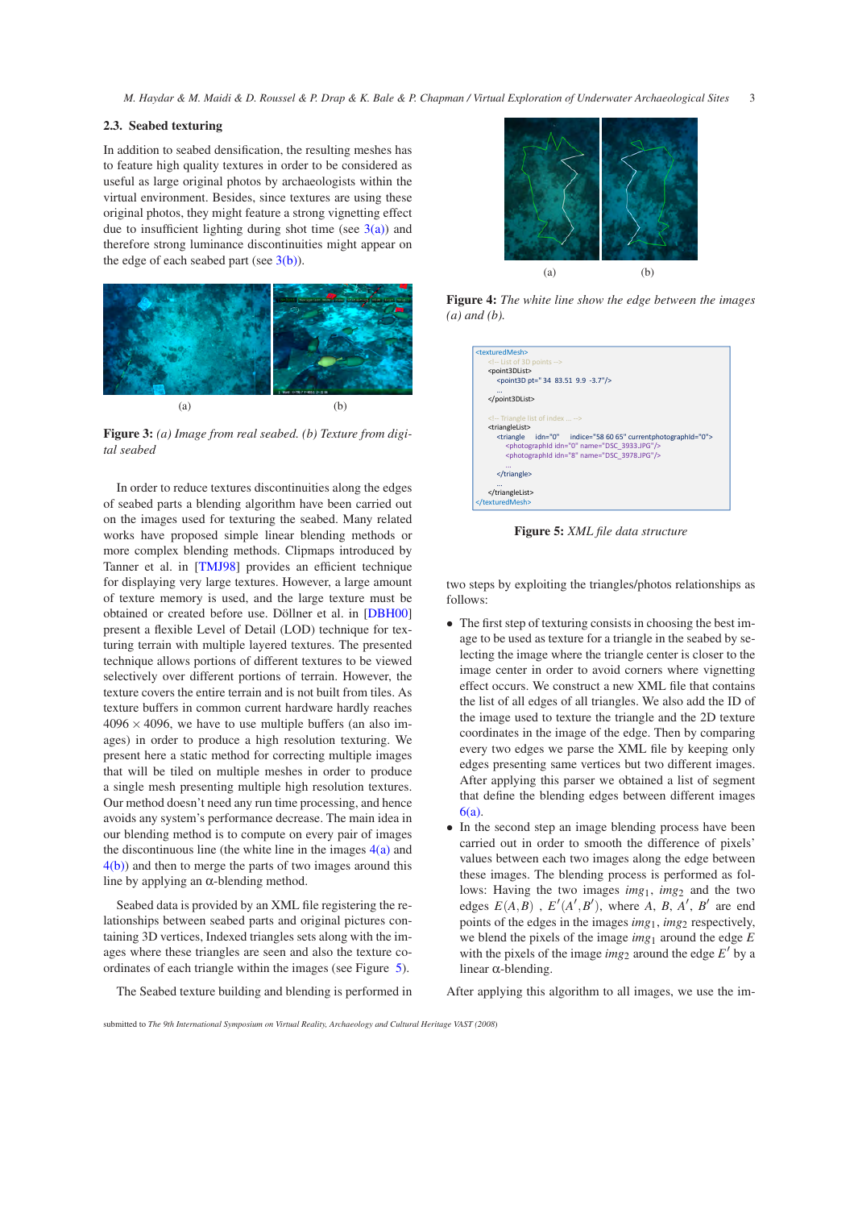### 2.3. Seabed texturing

In addition to seabed densification, the resulting meshes has to feature high quality textures in order to be considered as useful as large original photos by archaeologists within the virtual environment. Besides, since textures are using these original photos, they might feature a strong vignetting effect due to insufficient lighting during shot time (see 3(a)) and therefore strong luminance discontinuities might appear on the edge of each seabed part (see 3(b)).

(a) (b)

**Figure 3:** *(a) Image from real seabed. (b) Texture from digital seabed*

In order to reduce textures discontinuities along the edges of seabed parts a blending algorithm have been carried out on the images used for texturing the seabed. Many related works have proposed simple linear blending methods or more complex blending methods. Clipmaps introduced by Tanner et al. in [TMJ98] provides an efficient technique for displaying very large textures. However, a large amount of texture memory is used, and the large texture must be obtained or created before use. Döllner et al. in [DBH00] present a flexible Level of Detail (LOD) technique for texturing terrain with multiple layered textures. The presented technique allows portions of different textures to be viewed selectively over different portions of terrain. However, the texture covers the entire terrain and is not built from tiles. As texture buffers in common current hardware hardly reaches $4096 \times 4096$, we have to use multiple buffers (an also images) in order to produce a high resolution texturing. We present here a static method for correcting multiple images that will be tiled on multiple meshes in order to produce a single mesh presenting multiple high resolution textures. Our method doesn't need any run time processing, and hence avoids any system's performance decrease. The main idea in our blending method is to compute on every pair of images the discontinuous line (the white line in the images 4(a) and 4(b)) and then to merge the parts of two images around this line by applying an α-blending method.

Seabed data is provided by an XML file registering the relationships between seabed parts and original pictures containing 3D vertices, Indexed triangles sets along with the images where these triangles are seen and also the texture coordinates of each triangle within the images (see Figure 5).

The Seabed texture building and blending is performed in

(a) (b)

**Figure 4:** *The white line show the edge between the images (a) and (b).*

```
<texturedMesh>
    <!-- List of 3D points -->
    <point3DList>
        <point3D pt=" 34  83.51  9.9  -3.7"/>
        ...
    </point3DList>

    <!-- Triangle list of index ... -->
    <triangleList>
        <triangle     idn="0"     indice="58 60 65" currentphotographId="0">
            <photographId idn="0" name="DSC_3933.JPG"/>
            <photographId idn="8" name="DSC_3978.JPG"/>
            ...
        </triangle>
        ...
    </triangleList>
</texturedMesh>
```

**Figure 5:** *XML file data structure*

two steps by exploiting the triangles/photos relationships as follows:

- The first step of texturing consists in choosing the best image to be used as texture for a triangle in the seabed by selecting the image where the triangle center is closer to the image center in order to avoid corners where vignetting effect occurs. We construct a new XML file that contains the list of all edges of all triangles. We also add the ID of the image used to texture the triangle and the 2D texture coordinates in the image of the edge. Then by comparing every two edges we parse the XML file by keeping only edges presenting same vertices but two different images. After applying this parser we obtained a list of segment that define the blending edges between different images 6(a).
- In the second step an image blending process have been carried out in order to smooth the difference of pixels' values between each two images along the edge between these images. The blending process is performed as follows: Having the two images $img_1$, $img_2$ and the two edges $E(A,B)$ , $E'(A',B')$, where $A$, $B$, $A'$, $B'$ are end points of the edges in the images $img_1$, $img_2$ respectively, we blend the pixels of the image $img_1$ around the edge $E$ with the pixels of the image $img_2$ around the edge $E'$ by a linear α-blending.

After applying this algorithm to all images, we use the im-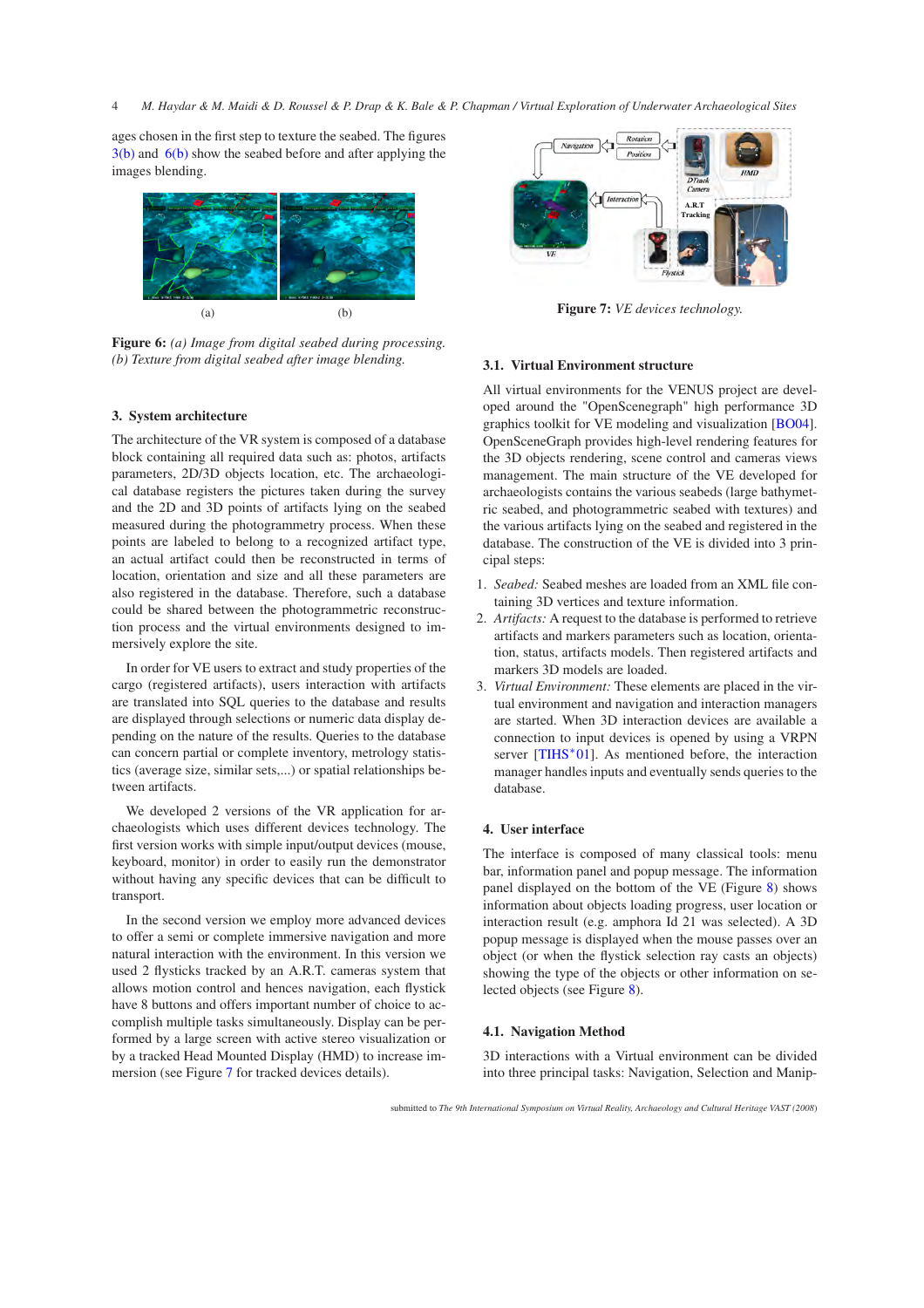ages chosen in the first step to texture the seabed. The figures 3(b) and 6(b) show the seabed before and after applying the images blending.

(a) (b)

**Figure 6:** *(a) Image from digital seabed during processing. (b) Texture from digital seabed after image blending.*

## 3. System architecture

The architecture of the VR system is composed of a database block containing all required data such as: photos, artifacts parameters, 2D/3D objects location, etc. The archaeological database registers the pictures taken during the survey and the 2D and 3D points of artifacts lying on the seabed measured during the photogrammetry process. When these points are labeled to belong to a recognized artifact type, an actual artifact could then be reconstructed in terms of location, orientation and size and all these parameters are also registered in the database. Therefore, such a database could be shared between the photogrammetric reconstruction process and the virtual environments designed to immersively explore the site.

In order for VE users to extract and study properties of the cargo (registered artifacts), users interaction with artifacts are translated into SQL queries to the database and results are displayed through selections or numeric data display depending on the nature of the request. Queries to the database can concern partial or complete inventory, metrology statistics (average size, similar sets,...) or spatial relationships between artifacts.

We developed 2 versions of the VR application for archaeologists which uses different devices technology. The first version works with simple input/output devices (mouse, keyboard, monitor) in order to easily run the demonstrator without having any specific devices that can be difficult to transport.

In the second version we employ more advanced devices to offer a semi or complete immersive navigation and more natural interaction with the environment. In this version we used 2 flysticks tracked by an A.R.T. cameras system that allows motion control and hences navigation, each flystick have 8 buttons and offers important number of choice to accomplish multiple tasks simultaneously. Display can be performed by a large screen with active stereo visualization or by a tracked Head Mounted Display (HMD) to increase immersion (see Figure 7 for tracked devices details).

**Figure 7:** *VE devices technology.*

### 3.1. Virtual Environment structure

All virtual environments for the VENUS project are developed around the "OpenScenegraph" high performance 3D graphics toolkit for VE modeling and visualization [BO04]. OpenSceneGraph provides high-level rendering features for the 3D objects rendering, scene control and cameras views management. The main structure of the VE developed for archaeologists contains the various seabeds (large bathymetric seabed, and photogrammetric seabed with textures) and the various artifacts lying on the seabed and registered in the database. The construction of the VE is divided into 3 principal steps:

1. *Seabed:* Seabed meshes are loaded from an XML file containing 3D vertices and texture information.
2. *Artifacts:* A request to the database is performed to retrieve artifacts and markers parameters such as location, orientation, status, artifacts models. Then registered artifacts and markers 3D models are loaded.
3. *Virtual Environment:* These elements are placed in the virtual environment and navigation and interaction managers are started. When 3D interaction devices are available a connection to input devices is opened by using a VRPN server [TIHS*01]. As mentioned before, the interaction manager handles inputs and eventually sends queries to the database.

## 4. User interface

The interface is composed of many classical tools: menu bar, information panel and popup message. The information panel displayed on the bottom of the VE (Figure 8) shows information about objects loading progress, user location or interaction result (e.g. amphora Id 21 was selected). A 3D popup message is displayed when the mouse passes over an object (or when the flystick selection ray casts an objects) showing the type of the objects or other information on selected objects (see Figure 8).

### 4.1. Navigation Method

3D interactions with a Virtual environment can be divided into three principal tasks: Navigation, Selection and Manip-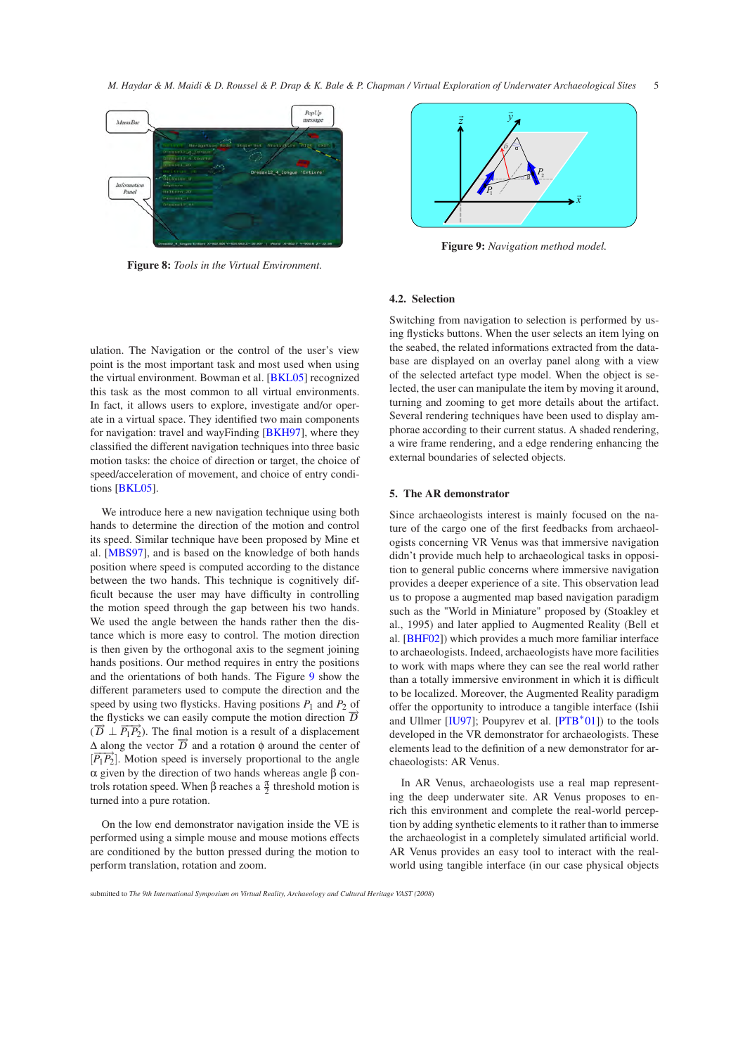**Figure 8:** *Tools in the Virtual Environment.*

**Figure 9:** *Navigation method model.*

ulation. The Navigation or the control of the user's view point is the most important task and most used when using the virtual environment. Bowman et al. [BKL05] recognized this task as the most common to all virtual environments. In fact, it allows users to explore, investigate and/or operate in a virtual space. They identified two main components for navigation: travel and wayFinding [BKH97], where they classified the different navigation techniques into three basic motion tasks: the choice of direction or target, the choice of speed/acceleration of movement, and choice of entry conditions [BKL05].

We introduce here a new navigation technique using both hands to determine the direction of the motion and control its speed. Similar technique have been proposed by Mine et al. [MBS97], and is based on the knowledge of both hands position where speed is computed according to the distance between the two hands. This technique is cognitively difficult because the user may have difficulty in controlling the motion speed through the gap between his two hands. We used the angle between the hands rather then the distance which is more easy to control. The motion direction is then given by the orthogonal axis to the segment joining hands positions. Our method requires in entry the positions and the orientations of two hands. The Figure 9 show the different parameters used to compute the direction and the speed by using two flysticks. Having positions $P_1$ and $P_2$ of the flysticks we can easily compute the motion direction $\overrightarrow{D}$ ($\overrightarrow{D} \perp \overrightarrow{P_1P_2}$). The final motion is a result of a displacement $\Delta$ along the vector $\overrightarrow{D}$ and a rotation $\phi$ around the center of $[\overrightarrow{P_1P_2}]$. Motion speed is inversely proportional to the angle $\alpha$ given by the direction of two hands whereas angle $\beta$ controls rotation speed. When $\beta$ reaches a $\frac{\pi}{2}$ threshold motion is turned into a pure rotation.

On the low end demonstrator navigation inside the VE is performed using a simple mouse and mouse motions effects are conditioned by the button pressed during the motion to perform translation, rotation and zoom.

### 4.2. Selection

Switching from navigation to selection is performed by using flysticks buttons. When the user selects an item lying on the seabed, the related informations extracted from the database are displayed on an overlay panel along with a view of the selected artefact type model. When the object is selected, the user can manipulate the item by moving it around, turning and zooming to get more details about the artifact. Several rendering techniques have been used to display amphorae according to their current status. A shaded rendering, a wire frame rendering, and a edge rendering enhancing the external boundaries of selected objects.

## 5. The AR demonstrator

Since archaeologists interest is mainly focused on the nature of the cargo one of the first feedbacks from archaeologists concerning VR Venus was that immersive navigation didn't provide much help to archaeological tasks in opposition to general public concerns where immersive navigation provides a deeper experience of a site. This observation lead us to propose a augmented map based navigation paradigm such as the "World in Miniature" proposed by (Stoakley et al., 1995) and later applied to Augmented Reality (Bell et al. [BHF02]) which provides a much more familiar interface to archaeologists. Indeed, archaeologists have more facilities to work with maps where they can see the real world rather than a totally immersive environment in which it is difficult to be localized. Moreover, the Augmented Reality paradigm offer the opportunity to introduce a tangible interface (Ishii and Ullmer [IU97]; Poupyrev et al. [PTB*01]) to the tools developed in the VR demonstrator for archaeologists. These elements lead to the definition of a new demonstrator for archaeologists: AR Venus.

In AR Venus, archaeologists use a real map representing the deep underwater site. AR Venus proposes to enrich this environment and complete the real-world perception by adding synthetic elements to it rather than to immerse the archaeologist in a completely simulated artificial world. AR Venus provides an easy tool to interact with the real-world using tangible interface (in our case physical objects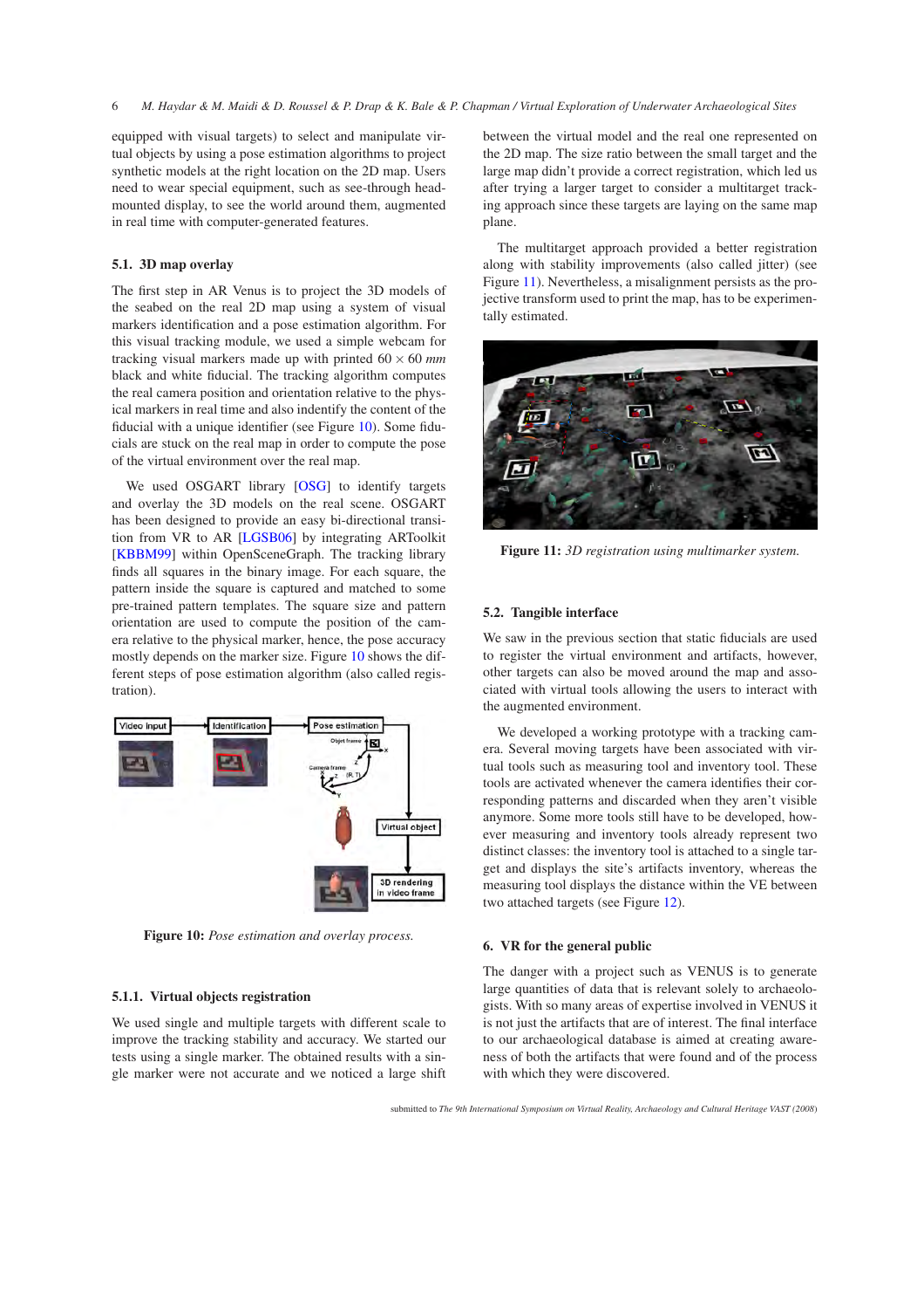equipped with visual targets) to select and manipulate virtual objects by using a pose estimation algorithms to project synthetic models at the right location on the 2D map. Users need to wear special equipment, such as see-through head-mounted display, to see the world around them, augmented in real time with computer-generated features.

### 5.1. 3D map overlay

The first step in AR Venus is to project the 3D models of the seabed on the real 2D map using a system of visual markers identification and a pose estimation algorithm. For this visual tracking module, we used a simple webcam for tracking visual markers made up with printed $60 \times 60$ *mm* black and white fiducial. The tracking algorithm computes the real camera position and orientation relative to the physical markers in real time and also indentify the content of the fiducial with a unique identifier (see Figure 10). Some fiducials are stuck on the real map in order to compute the pose of the virtual environment over the real map.

We used OSGART library [OSG] to identify targets and overlay the 3D models on the real scene. OSGART has been designed to provide an easy bi-directional transition from VR to AR [LGSB06] by integrating ARToolkit [KBBM99] within OpenSceneGraph. The tracking library finds all squares in the binary image. For each square, the pattern inside the square is captured and matched to some pre-trained pattern templates. The square size and pattern orientation are used to compute the position of the camera relative to the physical marker, hence, the pose accuracy mostly depends on the marker size. Figure 10 shows the different steps of pose estimation algorithm (also called registration).

**Figure 10:** *Pose estimation and overlay process.*

#### 5.1.1. Virtual objects registration

We used single and multiple targets with different scale to improve the tracking stability and accuracy. We started our tests using a single marker. The obtained results with a single marker were not accurate and we noticed a large shift between the virtual model and the real one represented on the 2D map. The size ratio between the small target and the large map didn't provide a correct registration, which led us after trying a larger target to consider a multitarget tracking approach since these targets are laying on the same map plane.

The multitarget approach provided a better registration along with stability improvements (also called jitter) (see Figure 11). Nevertheless, a misalignment persists as the projective transform used to print the map, has to be experimentally estimated.

**Figure 11:** *3D registration using multimarker system.*

### 5.2. Tangible interface

We saw in the previous section that static fiducials are used to register the virtual environment and artifacts, however, other targets can also be moved around the map and associated with virtual tools allowing the users to interact with the augmented environment.

We developed a working prototype with a tracking camera. Several moving targets have been associated with virtual tools such as measuring tool and inventory tool. These tools are activated whenever the camera identifies their corresponding patterns and discarded when they aren't visible anymore. Some more tools still have to be developed, however measuring and inventory tools already represent two distinct classes: the inventory tool is attached to a single target and displays the site's artifacts inventory, whereas the measuring tool displays the distance within the VE between two attached targets (see Figure 12).

## 6. VR for the general public

The danger with a project such as VENUS is to generate large quantities of data that is relevant solely to archaeologists. With so many areas of expertise involved in VENUS it is not just the artifacts that are of interest. The final interface to our archaeological database is aimed at creating awareness of both the artifacts that were found and of the process with which they were discovered.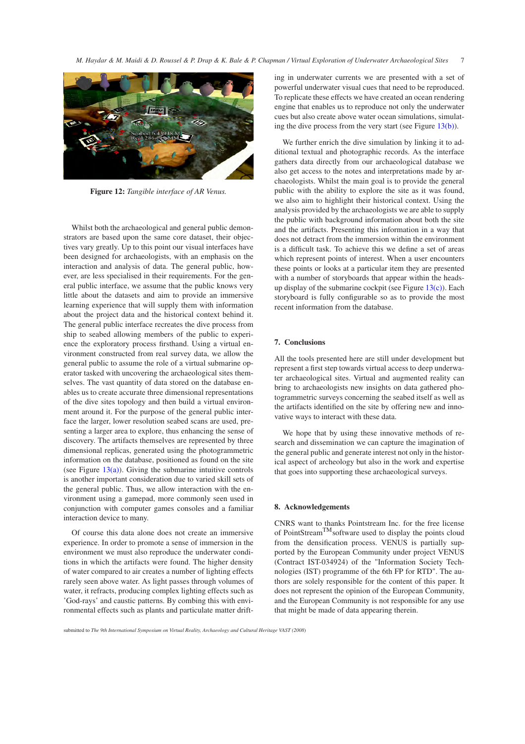Figure 12: *Tangible interface of AR Venus.*

Whilst both the archaeological and general public demonstrators are based upon the same core dataset, their objectives vary greatly. Up to this point our visual interfaces have been designed for archaeologists, with an emphasis on the interaction and analysis of data. The general public, however, are less specialised in their requirements. For the general public interface, we assume that the public knows very little about the datasets and aim to provide an immersive learning experience that will supply them with information about the project data and the historical context behind it. The general public interface recreates the dive process from ship to seabed allowing members of the public to experience the exploratory process firsthand. Using a virtual environment constructed from real survey data, we allow the general public to assume the role of a virtual submarine operator tasked with uncovering the archaeological sites themselves. The vast quantity of data stored on the database enables us to create accurate three dimensional representations of the dive sites topology and then build a virtual environment around it. For the purpose of the general public interface the larger, lower resolution seabed scans are used, presenting a larger area to explore, thus enhancing the sense of discovery. The artifacts themselves are represented by three dimensional replicas, generated using the photogrammetric information on the database, positioned as found on the site (see Figure 13(a)). Giving the submarine intuitive controls is another important consideration due to varied skill sets of the general public. Thus, we allow interaction with the environment using a gamepad, more commonly seen used in conjunction with computer games consoles and a familiar interaction device to many.

Of course this data alone does not create an immersive experience. In order to promote a sense of immersion in the environment we must also reproduce the underwater conditions in which the artifacts were found. The higher density of water compared to air creates a number of lighting effects rarely seen above water. As light passes through volumes of water, it refracts, producing complex lighting effects such as 'God-rays' and caustic patterns. By combing this with environmental effects such as plants and particulate matter drifting in underwater currents we are presented with a set of powerful underwater visual cues that need to be reproduced. To replicate these effects we have created an ocean rendering engine that enables us to reproduce not only the underwater cues but also create above water ocean simulations, simulating the dive process from the very start (see Figure 13(b)).

We further enrich the dive simulation by linking it to additional textual and photographic records. As the interface gathers data directly from our archaeological database we also get access to the notes and interpretations made by archaeologists. Whilst the main goal is to provide the general public with the ability to explore the site as it was found, we also aim to highlight their historical context. Using the analysis provided by the archaeologists we are able to supply the public with background information about both the site and the artifacts. Presenting this information in a way that does not detract from the immersion within the environment is a difficult task. To achieve this we define a set of areas which represent points of interest. When a user encounters these points or looks at a particular item they are presented with a number of storyboards that appear within the heads-up display of the submarine cockpit (see Figure 13(c)). Each storyboard is fully configurable so as to provide the most recent information from the database.

## 7. Conclusions

All the tools presented here are still under development but represent a first step towards virtual access to deep underwater archaeological sites. Virtual and augmented reality can bring to archaeologists new insights on data gathered photogrammetric surveys concerning the seabed itself as well as the artifacts identified on the site by offering new and innovative ways to interact with these data.

We hope that by using these innovative methods of research and dissemination we can capture the imagination of the general public and generate interest not only in the historical aspect of archeology but also in the work and expertise that goes into supporting these archaeological surveys.

## 8. Acknowledgements

CNRS want to thanks Pointstream Inc. for the free license of PointStream™ software used to display the points cloud from the densification process. VENUS is partially supported by the European Community under project VENUS (Contract IST-034924) of the "Information Society Technologies (IST) programme of the 6th FP for RTD". The authors are solely responsible for the content of this paper. It does not represent the opinion of the European Community, and the European Community is not responsible for any use that might be made of data appearing therein.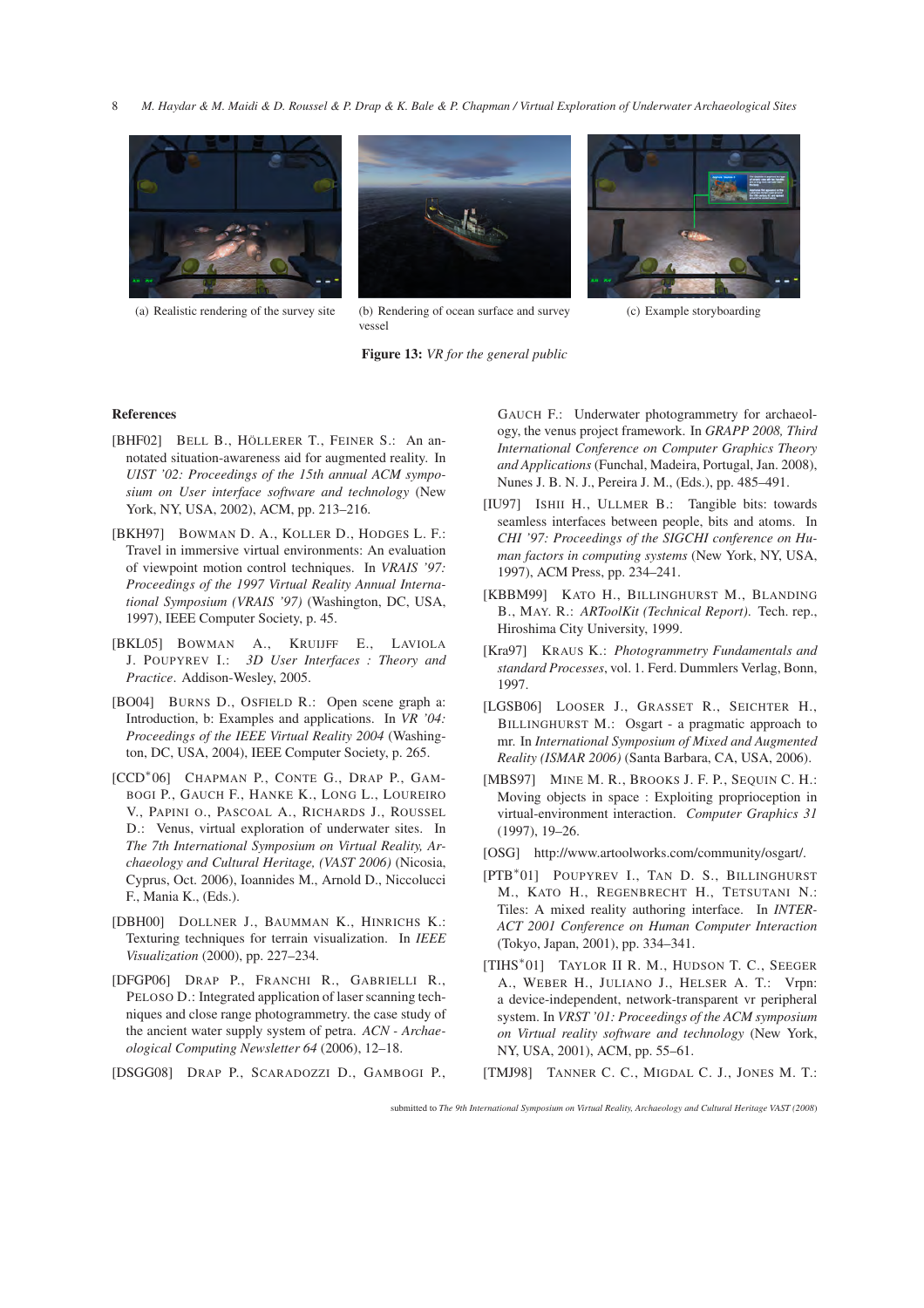(a) Realistic rendering of the survey site

(b) Rendering of ocean surface and survey vessel

(c) Example storyboarding

**Figure 13:** *VR for the general public*

## References

[BHF02] BELL B., HÖLLERER T., FEINER S.: An annotated situation-awareness aid for augmented reality. In *UIST '02: Proceedings of the 15th annual ACM symposium on User interface software and technology* (New York, NY, USA, 2002), ACM, pp. 213–216.

[BKH97] BOWMAN D. A., KOLLER D., HODGES L. F.: Travel in immersive virtual environments: An evaluation of viewpoint motion control techniques. In *VRAIS '97: Proceedings of the 1997 Virtual Reality Annual International Symposium (VRAIS '97)* (Washington, DC, USA, 1997), IEEE Computer Society, p. 45.

[BKL05] BOWMAN A., KRUIJFF E., LAVIOLA J. POUPYREV I.: *3D User Interfaces : Theory and Practice*. Addison-Wesley, 2005.

[BO04] BURNS D., OSFIELD R.: Open scene graph a: Introduction, b: Examples and applications. In *VR '04: Proceedings of the IEEE Virtual Reality 2004* (Washington, DC, USA, 2004), IEEE Computer Society, p. 265.

[CCD*06] CHAPMAN P., CONTE G., DRAP P., GAMBOGI P., GAUCH F., HANKE K., LONG L., LOUREIRO V., PAPINI O., PASCOAL A., RICHARDS J., ROUSSEL D.: Venus, virtual exploration of underwater sites. In *The 7th International Symposium on Virtual Reality, Archaeology and Cultural Heritage, (VAST 2006)* (Nicosia, Cyprus, Oct. 2006), Ioannides M., Arnold D., Niccolucci F., Mania K., (Eds.).

[DBH00] DOLLNER J., BAUMAN K., HINRICHS K.: Texturing techniques for terrain visualization. In *IEEE Visualization* (2000), pp. 227–234.

[DFGP06] DRAP P., FRANCHI R., GABRIELLI R., PELOSO D.: Integrated application of laser scanning techniques and close range photogrammetry. the case study of the ancient water supply system of petra. *ACN - Archaeological Computing Newsletter 64* (2006), 12–18.

[DSGG08] DRAP P., SCARADOZZI D., GAMBOGI P., GAUCH F.: Underwater photogrammetry for archaeology, the venus project framework. In *GRAPP 2008, Third International Conference on Computer Graphics Theory and Applications* (Funchal, Madeira, Portugal, Jan. 2008), Nunes J. B. N. J., Pereira J. M., (Eds.), pp. 485–491.

[IU97] ISHII H., ULLMER B.: Tangible bits: towards seamless interfaces between people, bits and atoms. In *CHI '97: Proceedings of the SIGCHI conference on Human factors in computing systems* (New York, NY, USA, 1997), ACM Press, pp. 234–241.

[KBBM99] KATO H., BILLINGHURST M., BLANDING B., MAY. R.: *ARToolKit (Technical Report)*. Tech. rep., Hiroshima City University, 1999.

[Kra97] KRAUS K.: *Photogrammetry Fundamentals and standard Processes*, vol. 1. Ferd. Dummlers Verlag, Bonn, 1997.

[LGSB06] LOOSER J., GRASSET R., SEICHTER H., BILLINGHURST M.: Osgart - a pragmatic approach to mr. In *International Symposium of Mixed and Augmented Reality (ISMAR 2006)* (Santa Barbara, CA, USA, 2006).

[MBS97] MINE M. R., BROOKS J. F. P., SEQUIN C. H.: Moving objects in space : Exploiting proprioception in virtual-environment interaction. *Computer Graphics 31* (1997), 19–26.

[OSG] http://www.artoolworks.com/community/osgart/.

[PTB*01] POUPYREV I., TAN D. S., BILLINGHURST M., KATO H., REGENBRECHT H., TETSUTANI N.: Tiles: A mixed reality authoring interface. In *INTERACT 2001 Conference on Human Computer Interaction* (Tokyo, Japan, 2001), pp. 334–341.

[TIHS*01] TAYLOR II R. M., HUDSON T. C., SEEGER A., WEBER H., JULIANO J., HELSER A. T.: Vrpn: a device-independent, network-transparent vr peripheral system. In *VRST '01: Proceedings of the ACM symposium on Virtual reality software and technology* (New York, NY, USA, 2001), ACM, pp. 55–61.

[TMJ98] TANNER C. C., MIGDAL C. J., JONES M. T.: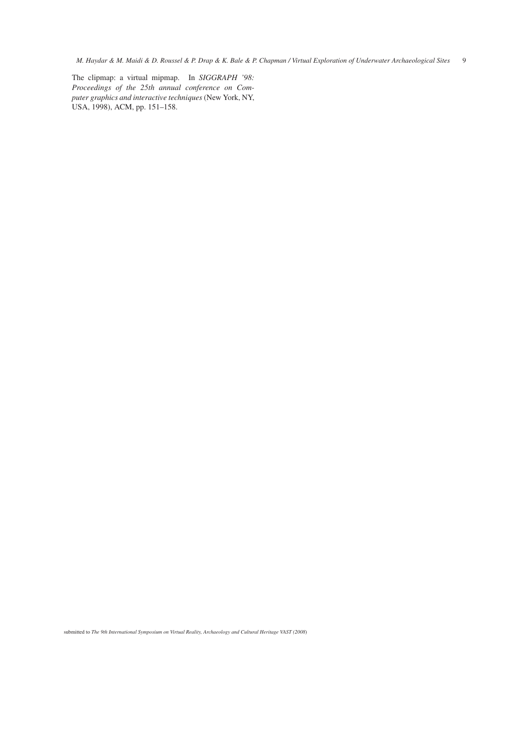The clipmap: a virtual mipmap. In *SIGGRAPH '98: Proceedings of the 25th annual conference on Computer graphics and interactive techniques* (New York, NY, USA, 1998), ACM, pp. 151–158.